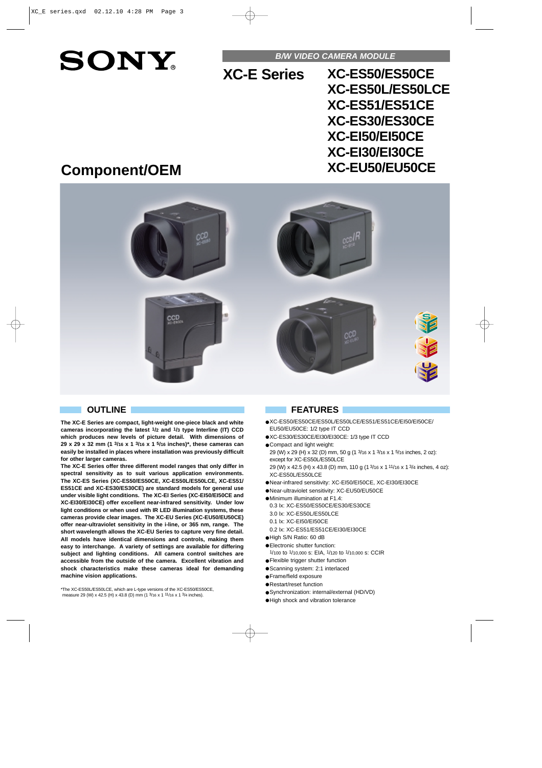**SONY**

*B/W VIDEO CAMERA MODULE*

# XC-E Series

## XC-ES50/ES50CE
## XC-ES50L/ES50LCE
## XC-ES51/ES51CE
## XC-ES30/ES30CE
## XC-EI50/EI50CE
## XC-EI30/EI30CE
## XC-EU50/EU50CE

# Component/OEM

## OUTLINE

**The XC-E Series are compact, light-weight one-piece black and white cameras incorporating the latest 1/2 and 1/3 type Interline (IT) CCD which produces new levels of picture detail. With dimensions of 29 x 29 x 32 mm (1 3/16 x 1 3/16 x 1 5/16 inches)\*, these cameras can easily be installed in places where installation was previously difficult for other larger cameras.**

**The XC-E Series offer three different model ranges that only differ in spectral sensitivity as to suit various application environments. The XC-ES Series (XC-ES50/ES50CE, XC-ES50L/ES50LCE, XC-ES51/ES51CE and XC-ES30/ES30CE) are standard models for general use under visible light conditions. The XC-EI Series (XC-EI50/EI50CE and XC-EI30/EI30CE) offer excellent near-infrared sensitivity. Under low light conditions or when used with IR LED illumination systems, these cameras provide clear images. The XC-EU Series (XC-EU50/EU50CE) offer near-ultraviolet sensitivity in the i-line, or 365 nm, range. The short wavelength allows the XC-EU Series to capture very fine detail. All models have identical dimensions and controls, making them easy to interchange. A variety of settings are available for differing subject and lighting conditions. All camera control switches are accessible from the outside of the camera. Excellent vibration and shock characteristics make these cameras ideal for demanding machine vision applications.**

\*The XC-ES50L/ES50LCE, which are L-type versions of the XC-ES50/ES50CE, measure 29 (W) x 42.5 (H) x 43.8 (D) mm (1 3/16 x 1 11/16 x 1 3/4 inches).

## FEATURES

- XC-ES50/ES50CE/ES50L/ES50LCE/ES51/ES51CE/EI50/EI50CE/EU50/EU50CE: 1/2 type IT CCD
- XC-ES30/ES30CE/EI30/EI30CE: 1/3 type IT CCD
- Compact and light weight:
  29 (W) x 29 (H) x 32 (D) mm, 50 g (1 3/16 x 1 3/16 x 1 5/16 inches, 2 oz): except for XC-ES50L/ES50LCE
  29 (W) x 42.5 (H) x 43.8 (D) mm, 110 g (1 3/16 x 1 11/16 x 1 3/4 inches, 4 oz): XC-ES50L/ES50LCE
- Near-infrared sensitivity: XC-EI50/EI50CE, XC-EI30/EI30CE
- Near-ultraviolet sensitivity: XC-EU50/EU50CE
- Minimum illumination at F1.4:
  0.3 lx: XC-ES50/ES50CE/ES30/ES30CE
  3.0 lx: XC-ES50L/ES50LCE
  0.1 lx: XC-EI50/EI50CE
  0.2 lx: XC-ES51/ES51CE/EI30/EI30CE
- High S/N Ratio: 60 dB
- Electronic shutter function:
  1/100 to 1/10,000 s: EIA, 1/120 to 1/10,000 s: CCIR
- Flexible trigger shutter function
- Scanning system: 2:1 interlaced
- Frame/field exposure
- Restart/reset function
- Synchronization: internal/external (HD/VD)
- High shock and vibration tolerance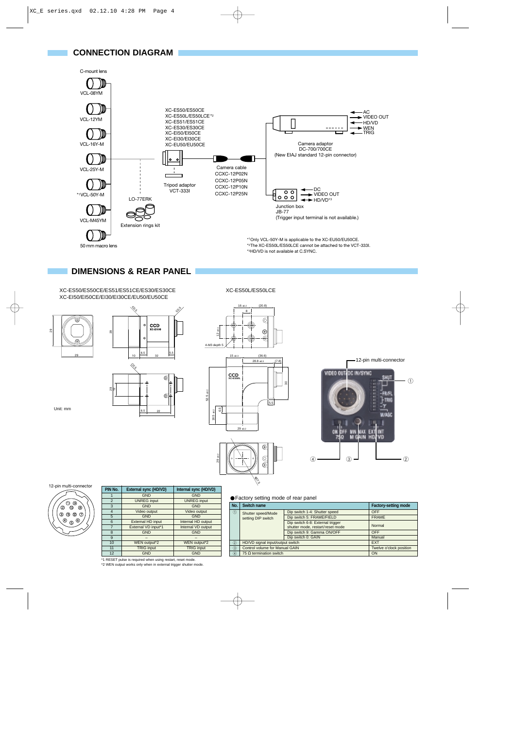## CONNECTION DIAGRAM

C-mount lens

VCL-08YM

VCL-12YM

VCL-16Y-M

VCL-25Y-M

*1VCL-50Y-M

VCL-M45YM

50 mm macro lens

LO-77ERK

Extension rings kit

XC-ES50/ES50CE
XC-ES50L/ES50LCE*2
XC-ES51/ES51CE
XC-ES30/ES30CE
XC-EI50/EI50CE
XC-EI30/EI30CE
XC-EU50/EU50CE

Tripod adaptor
VCT-333I

Camera cable
CCXC-12P02N
CCXC-12P05N
CCXC-12P10N
CCXC-12P25N

AC
VIDEO OUT
HD/VD
WEN
TRIG

Camera adaptor
DC-700/700CE
(New EIAJ standard 12-pin connector)

DC
VIDEO OUT
HD/VD*3

Junction box
JB-77
(Trigger input terminal is not available.)

*1Only VCL-50Y-M is applicable to the XC-EU50/EU50CE.
*2The XC-ES50L/ES50LCE cannot be attached to the VCT-333I.
*3HD/VD is not available at C.SYNC.

## DIMENSIONS & REAR PANEL

XC-ES50/ES50CE/ES51/ES51CE/ES30/ES30CE
XC-EI50/EI50CE/EI30/EI30CE/EU50/EU50CE

XC-ES50L/ES50LCE

Unit: mm

12-pin multi-connector

| PIN No. | External sync (HD/VD) | Internal sync (HD/VD) |
|---|---|---|
| 1 | GND | GND |
| 2 | UNREG input | UNREG input |
| 3 | GND | GND |
| 4 | Video output | Video output |
| 5 | GND | GND |
| 6 | External HD input | Internal HD output |
| 7 | External VD input*1 | Internal VD output |
| 8 | GND | GND |
| 9 | – | – |
| 10 | WEN output*2 | WEN output*2 |
| 11 | TRIG input | TRIG input |
| 12 | GND | GND |

*1 RESET pulse is required when using restart, reset mode.
*2 WEN output works only when in external trigger shutter mode.

● Factory setting mode of rear panel

| No. | Switch name | | Factory-setting mode |
|---|---|---|---|
| ① | Shutter speed/Mode setting DIP switch | Dip switch 1-4: Shutter speed | OFF |
| | | Dip switch 5: FRAME/FIELD | FRAME |
| | | Dip switch 6-8: External trigger shutter mode, restart/reset mode | Normal |
| | | Dip switch 9: Gamma ON/OFF | OFF |
| | | Dip switch 0: GAIN | Manual |
| ② | HD/VD signal input/output switch | | EXT |
| ③ | Control volume for Manual GAIN | | Twelve o'clock position |
| ④ | 75 Ω termination switch | | ON |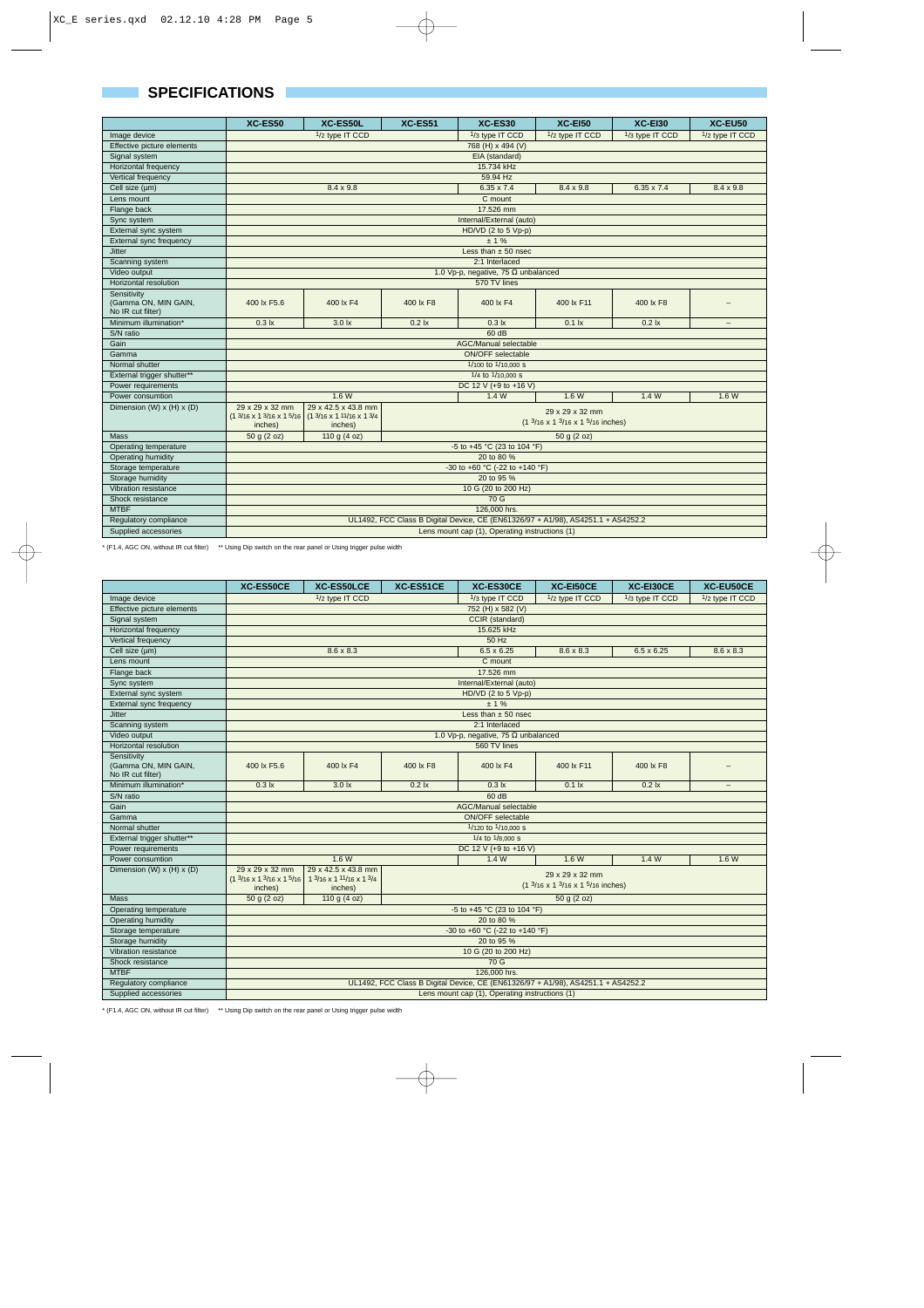# SPECIFICATIONS

| | XC-ES50 | XC-ES50L | XC-ES51 | XC-ES30 | XC-EI50 | XC-EI30 | XC-EU50 |
|---|---|---|---|---|---|---|---|
| Image device | 1/2 type IT CCD | | | 1/3 type IT CCD | 1/2 type IT CCD | 1/3 type IT CCD | 1/2 type IT CCD |
| Effective picture elements | 768 (H) x 494 (V) | | | | | | |
| Signal system | EIA (standard) | | | | | | |
| Horizontal frequency | 15.734 kHz | | | | | | |
| Vertical frequency | 59.94 Hz | | | | | | |
| Cell size (µm) | 8.4 x 9.8 | | | 6.35 x 7.4 | 8.4 x 9.8 | 6.35 x 7.4 | 8.4 x 9.8 |
| Lens mount | C mount | | | | | | |
| Flange back | 17.526 mm | | | | | | |
| Sync system | Internal/External (auto) | | | | | | |
| External sync system | HD/VD (2 to 5 Vp-p) | | | | | | |
| External sync frequency | ± 1 % | | | | | | |
| Jitter | Less than ± 50 nsec | | | | | | |
| Scanning system | 2:1 Interlaced | | | | | | |
| Video output | 1.0 Vp-p, negative, 75 Ω unbalanced | | | | | | |
| Horizontal resolution | 570 TV lines | | | | | | |
| Sensitivity (Gamma ON, MIN GAIN, No IR cut filter) | 400 lx F5.6 | 400 lx F4 | 400 lx F8 | 400 lx F4 | 400 lx F11 | 400 lx F8 | – |
| Minimum illumination* | 0.3 lx | 3.0 lx | 0.2 lx | 0.3 lx | 0.1 lx | 0.2 lx | – |
| S/N ratio | 60 dB | | | | | | |
| Gain | AGC/Manual selectable | | | | | | |
| Gamma | ON/OFF selectable | | | | | | |
| Normal shutter | 1/100 to 1/10,000 s | | | | | | |
| External trigger shutter** | 1/4 to 1/10,000 s | | | | | | |
| Power requirements | DC 12 V (+9 to +16 V) | | | | | | |
| Power consumption | 1.6 W | | | 1.4 W | 1.6 W | 1.4 W | 1.6 W |
| Dimension (W) x (H) x (D) | 29 x 29 x 32 mm (1 3/16 x 1 3/16 x 1 5/16 inches) | 29 x 42.5 x 43.8 mm (1 3/16 x 1 11/16 x 1 3/4 inches) | 29 x 29 x 32 mm (1 3/16 x 1 3/16 x 1 5/16 inches) | | | | |
| Mass | 50 g (2 oz) | 110 g (4 oz) | 50 g (2 oz) | | | | |
| Operating temperature | -5 to +45 °C (23 to 104 °F) | | | | | | |
| Operating humidity | 20 to 80 % | | | | | | |
| Storage temperature | -30 to +60 °C (-22 to +140 °F) | | | | | | |
| Storage humidity | 20 to 95 % | | | | | | |
| Vibration resistance | 10 G (20 to 200 Hz) | | | | | | |
| Shock resistance | 70 G | | | | | | |
| MTBF | 126,000 hrs. | | | | | | |
| Regulatory compliance | UL1492, FCC Class B Digital Device, CE (EN61326/97 + A1/98), AS4251.1 + AS4252.2 | | | | | | |
| Supplied accessories | Lens mount cap (1), Operating instructions (1) | | | | | | |

* (F1.4, AGC ON, without IR cut filter) ** Using Dip switch on the rear panel or Using trigger pulse width

| | XC-ES50CE | XC-ES50LCE | XC-ES51CE | XC-ES30CE | XC-EI50CE | XC-EI30CE | XC-EU50CE |
|---|---|---|---|---|---|---|---|
| Image device | 1/2 type IT CCD | | | 1/3 type IT CCD | 1/2 type IT CCD | 1/3 type IT CCD | 1/2 type IT CCD |
| Effective picture elements | 752 (H) x 582 (V) | | | | | | |
| Signal system | CCIR (standard) | | | | | | |
| Horizontal frequency | 15.625 kHz | | | | | | |
| Vertical frequency | 50 Hz | | | | | | |
| Cell size (µm) | 8.6 x 8.3 | | | 6.5 x 6.25 | 8.6 x 8.3 | 6.5 x 6.25 | 8.6 x 8.3 |
| Lens mount | C mount | | | | | | |
| Flange back | 17.526 mm | | | | | | |
| Sync system | Internal/External (auto) | | | | | | |
| External sync system | HD/VD (2 to 5 Vp-p) | | | | | | |
| External sync frequency | ± 1 % | | | | | | |
| Jitter | Less than ± 50 nsec | | | | | | |
| Scanning system | 2:1 Interlaced | | | | | | |
| Video output | 1.0 Vp-p, negative, 75 Ω unbalanced | | | | | | |
| Horizontal resolution | 560 TV lines | | | | | | |
| Sensitivity (Gamma ON, MIN GAIN, No IR cut filter) | 400 lx F5.6 | 400 lx F4 | 400 lx F8 | 400 lx F4 | 400 lx F11 | 400 lx F8 | – |
| Minimum illumination* | 0.3 lx | 3.0 lx | 0.2 lx | 0.3 lx | 0.1 lx | 0.2 lx | – |
| S/N ratio | 60 dB | | | | | | |
| Gain | AGC/Manual selectable | | | | | | |
| Gamma | ON/OFF selectable | | | | | | |
| Normal shutter | 1/120 to 1/10,000 s | | | | | | |
| External trigger shutter** | 1/4 to 1/8,000 s | | | | | | |
| Power requirements | DC 12 V (+9 to +16 V) | | | | | | |
| Power consumption | 1.6 W | | | 1.4 W | 1.6 W | 1.4 W | 1.6 W |
| Dimension (W) x (H) x (D) | 29 x 29 x 32 mm (1 3/16 x 1 3/16 x 1 5/16 inches) | 29 x 42.5 x 43.8 mm 1 3/16 x 1 11/16 x 1 3/4 inches) | 29 x 29 x 32 mm (1 3/16 x 1 3/16 x 1 5/16 inches) | | | | |
| Mass | 50 g (2 oz) | 110 g (4 oz) | 50 g (2 oz) | | | | |
| Operating temperature | -5 to +45 °C (23 to 104 °F) | | | | | | |
| Operating humidity | 20 to 80 % | | | | | | |
| Storage temperature | -30 to +60 °C (-22 to +140 °F) | | | | | | |
| Storage humidity | 20 to 95 % | | | | | | |
| Vibration resistance | 10 G (20 to 200 Hz) | | | | | | |
| Shock resistance | 70 G | | | | | | |
| MTBF | 126,000 hrs. | | | | | | |
| Regulatory compliance | UL1492, FCC Class B Digital Device, CE (EN61326/97 + A1/98), AS4251.1 + AS4252.2 | | | | | | |
| Supplied accessories | Lens mount cap (1), Operating instructions (1) | | | | | | |

* (F1.4, AGC ON, without IR cut filter) ** Using Dip switch on the rear panel or Using trigger pulse width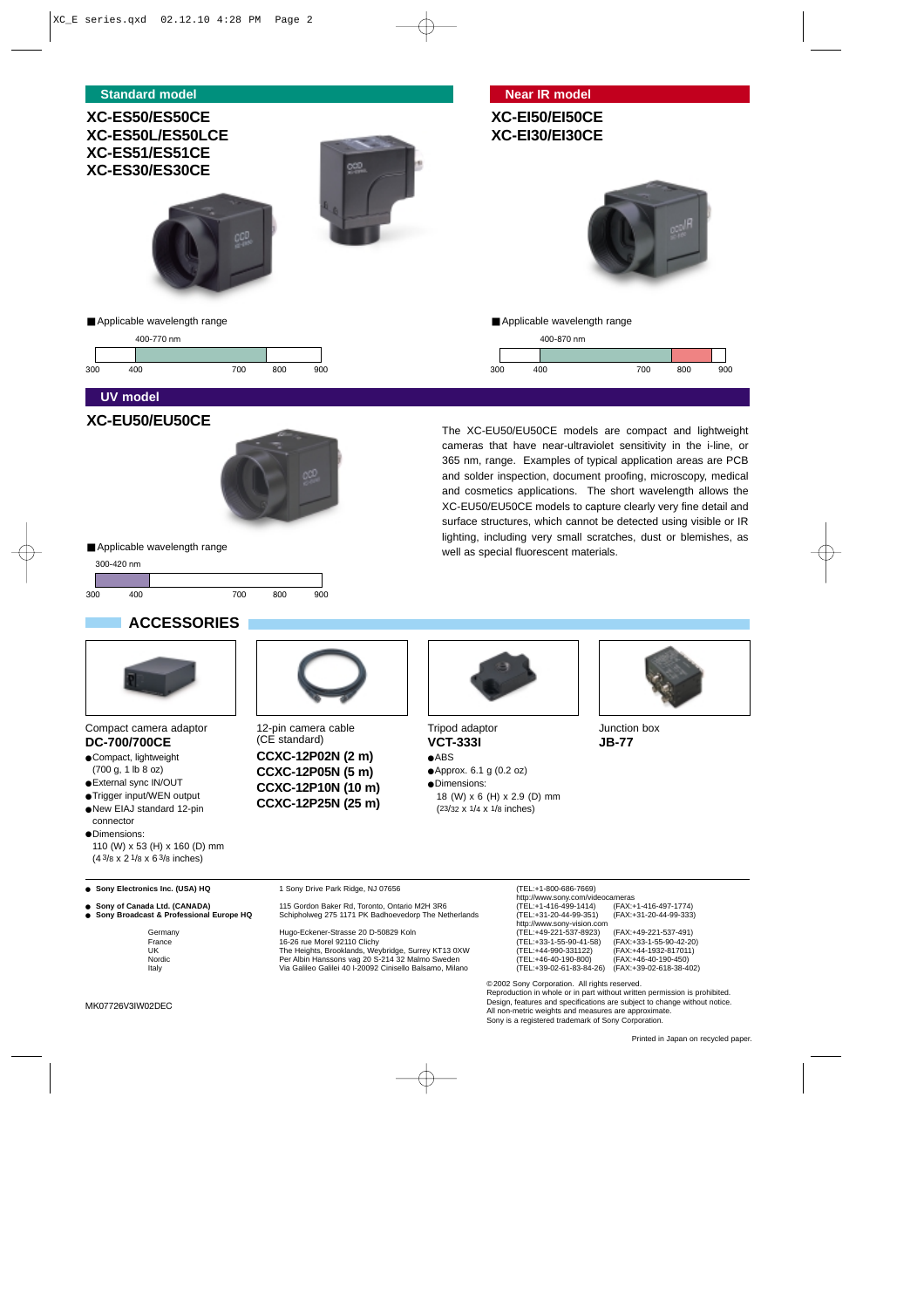## Standard model

### XC-ES50/ES50CE
### XC-ES50L/ES50LCE
### XC-ES51/ES51CE
### XC-ES30/ES30CE

■ Applicable wavelength range

400-770 nm

300 400 700 800 900

## Near IR model

### XC-EI50/EI50CE
### XC-EI30/EI30CE

■ Applicable wavelength range

400-870 nm

300 400 700 800 900

## UV model

### XC-EU50/EU50CE

■ Applicable wavelength range

300-420 nm

300 400 700 800 900

The XC-EU50/EU50CE models are compact and lightweight cameras that have near-ultraviolet sensitivity in the i-line, or 365 nm, range. Examples of typical application areas are PCB and solder inspection, document proofing, microscopy, medical and cosmetics applications. The short wavelength allows the XC-EU50/EU50CE models to capture clearly very fine detail and surface structures, which cannot be detected using visible or IR lighting, including very small scratches, dust or blemishes, as well as special fluorescent materials.

## ACCESSORIES

Compact camera adaptor
**DC-700/700CE**
- Compact, lightweight (700 g, 1 lb 8 oz)
- External sync IN/OUT
- Trigger input/WEN output
- New EIAJ standard 12-pin connector
- Dimensions: 110 (W) x 53 (H) x 160 (D) mm (4 3/8 x 2 1/8 x 6 3/8 inches)

12-pin camera cable
(CE standard)
**CCXC-12P02N (2 m)**
**CCXC-12P05N (5 m)**
**CCXC-12P10N (10 m)**
**CCXC-12P25N (25 m)**

Tripod adaptor
**VCT-333I**
- ABS
- Approx. 6.1 g (0.2 oz)
- Dimensions: 18 (W) x 6 (H) x 2.9 (D) mm (23/32 x 1/4 x 1/8 inches)

Junction box
**JB-77**

| | | | |
|---|---|---|---|
| ● **Sony Electronics Inc. (USA) HQ** | 1 Sony Drive Park Ridge, NJ 07656 | (TEL:+1-800-686-7669) http://www.sony.com/videocameras | |
| ● **Sony of Canada Ltd. (CANADA)** | 115 Gordon Baker Rd, Toronto, Ontario M2H 3R6 | (TEL:+1-416-499-1414) | (FAX:+1-416-497-1774) |
| ● **Sony Broadcast & Professional Europe HQ** | Schipholweg 275 1171 PK Badhoevedorp The Netherlands | (TEL:+31-20-44-99-351) http://www.sony-vision.com | (FAX:+31-20-44-99-333) |
| Germany | Hugo-Eckener-Strasse 20 D-50829 Koln | (TEL:+49-221-537-8923) | (FAX:+49-221-537-491) |
| France | 16-26 rue Morel 92110 Clichy | (TEL:+33-1-55-90-41-58) | (FAX:+33-1-55-90-42-20) |
| UK | The Heights, Brooklands, Weybridge, Surrey KT13 0XW | (TEL:+44-990-331122) | (FAX:+44-1932-817011) |
| Nordic | Per Albin Hanssons vag 20 S-214 32 Malmo Sweden | (TEL:+46-40-190-800) | (FAX:+46-40-190-450) |
| Italy | Via Galileo Galilei 40 I-20092 Cinisello Balsamo, Milano | (TEL:+39-02-61-83-84-26) | (FAX:+39-02-618-38-402) |

MK07726V3IW02DEC

© 2002 Sony Corporation. All rights reserved.
Reproduction in whole or in part without written permission is prohibited.
Design, features and specifications are subject to change without notice.
All non-metric weights and measures are approximate.
Sony is a registered trademark of Sony Corporation.

Printed in Japan on recycled paper.